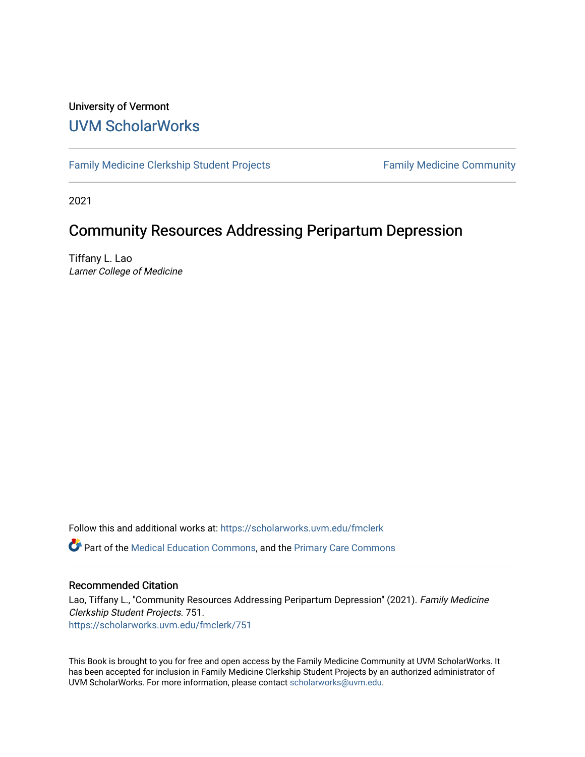University of Vermont

# UVM ScholarWorks

Family Medicine Clerkship Student Projects — Family Medicine Community

2021

## Community Resources Addressing Peripartum Depression

Tiffany L. Lao
*Larner College of Medicine*

Follow this and additional works at: https://scholarworks.uvm.edu/fmclerk

Part of the Medical Education Commons, and the Primary Care Commons

### Recommended Citation

Lao, Tiffany L., "Community Resources Addressing Peripartum Depression" (2021). *Family Medicine Clerkship Student Projects*. 751.
https://scholarworks.uvm.edu/fmclerk/751

This Book is brought to you for free and open access by the Family Medicine Community at UVM ScholarWorks. It has been accepted for inclusion in Family Medicine Clerkship Student Projects by an authorized administrator of UVM ScholarWorks. For more information, please contact scholarworks@uvm.edu.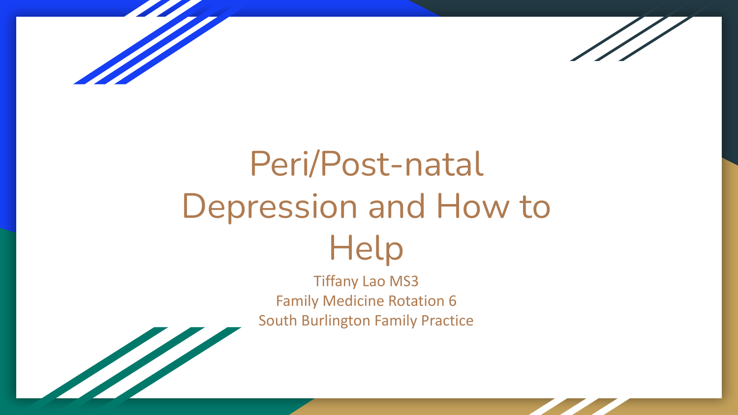# Peri/Post-natal Depression and How to Help

Tiffany Lao MS3
Family Medicine Rotation 6
South Burlington Family Practice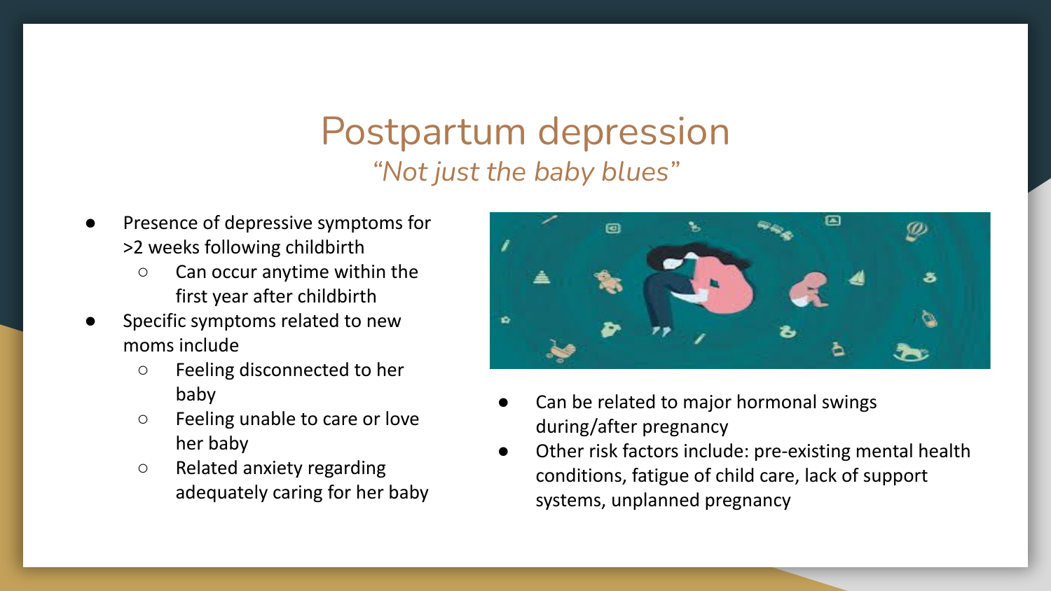# Postpartum depression

*"Not just the baby blues"*

- Presence of depressive symptoms for >2 weeks following childbirth
  - Can occur anytime within the first year after childbirth
- Specific symptoms related to new moms include
  - Feeling disconnected to her baby
  - Feeling unable to care or love her baby
  - Related anxiety regarding adequately caring for her baby

- Can be related to major hormonal swings during/after pregnancy
- Other risk factors include: pre-existing mental health conditions, fatigue of child care, lack of support systems, unplanned pregnancy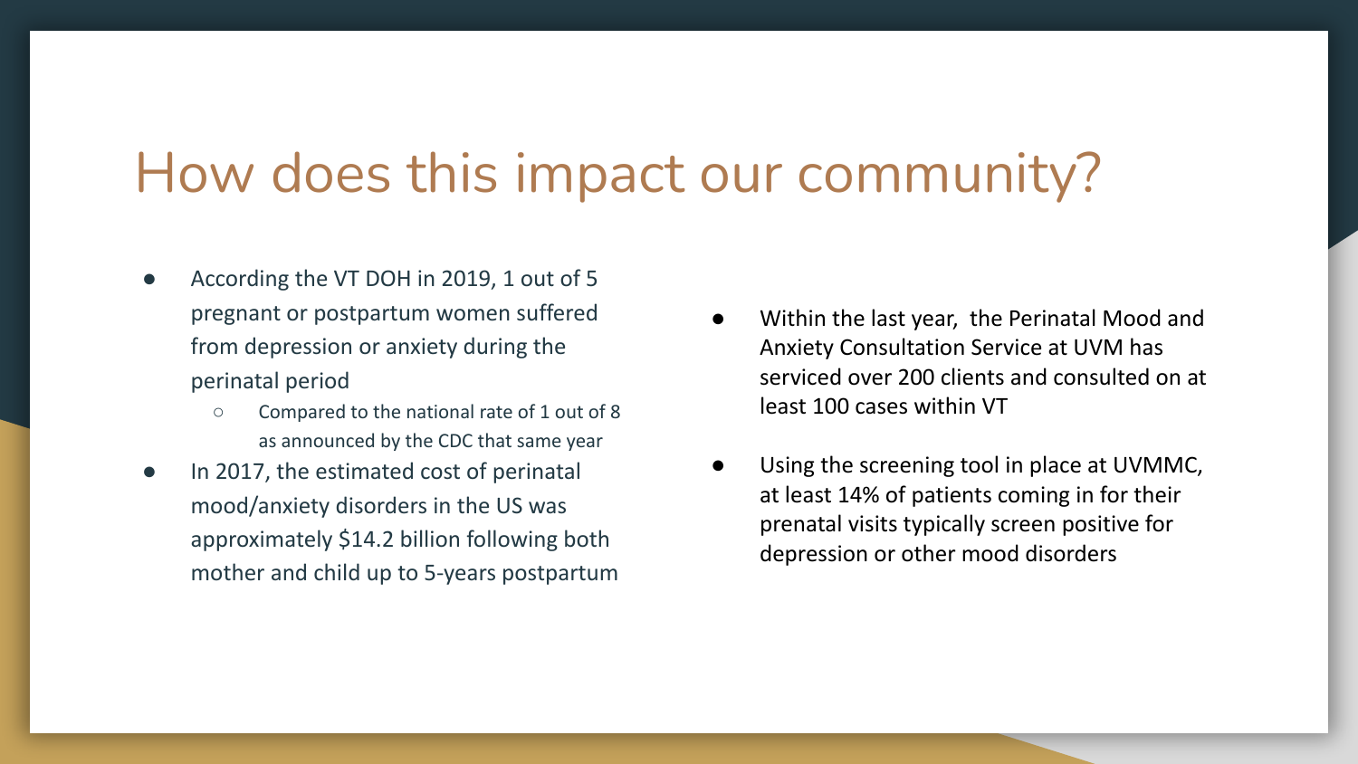# How does this impact our community?

- According the VT DOH in 2019, 1 out of 5 pregnant or postpartum women suffered from depression or anxiety during the perinatal period
  - Compared to the national rate of 1 out of 8 as announced by the CDC that same year
- In 2017, the estimated cost of perinatal mood/anxiety disorders in the US was approximately $14.2 billion following both mother and child up to 5-years postpartum

- Within the last year, the Perinatal Mood and Anxiety Consultation Service at UVM has serviced over 200 clients and consulted on at least 100 cases within VT

- Using the screening tool in place at UVMMC, at least 14% of patients coming in for their prenatal visits typically screen positive for depression or other mood disorders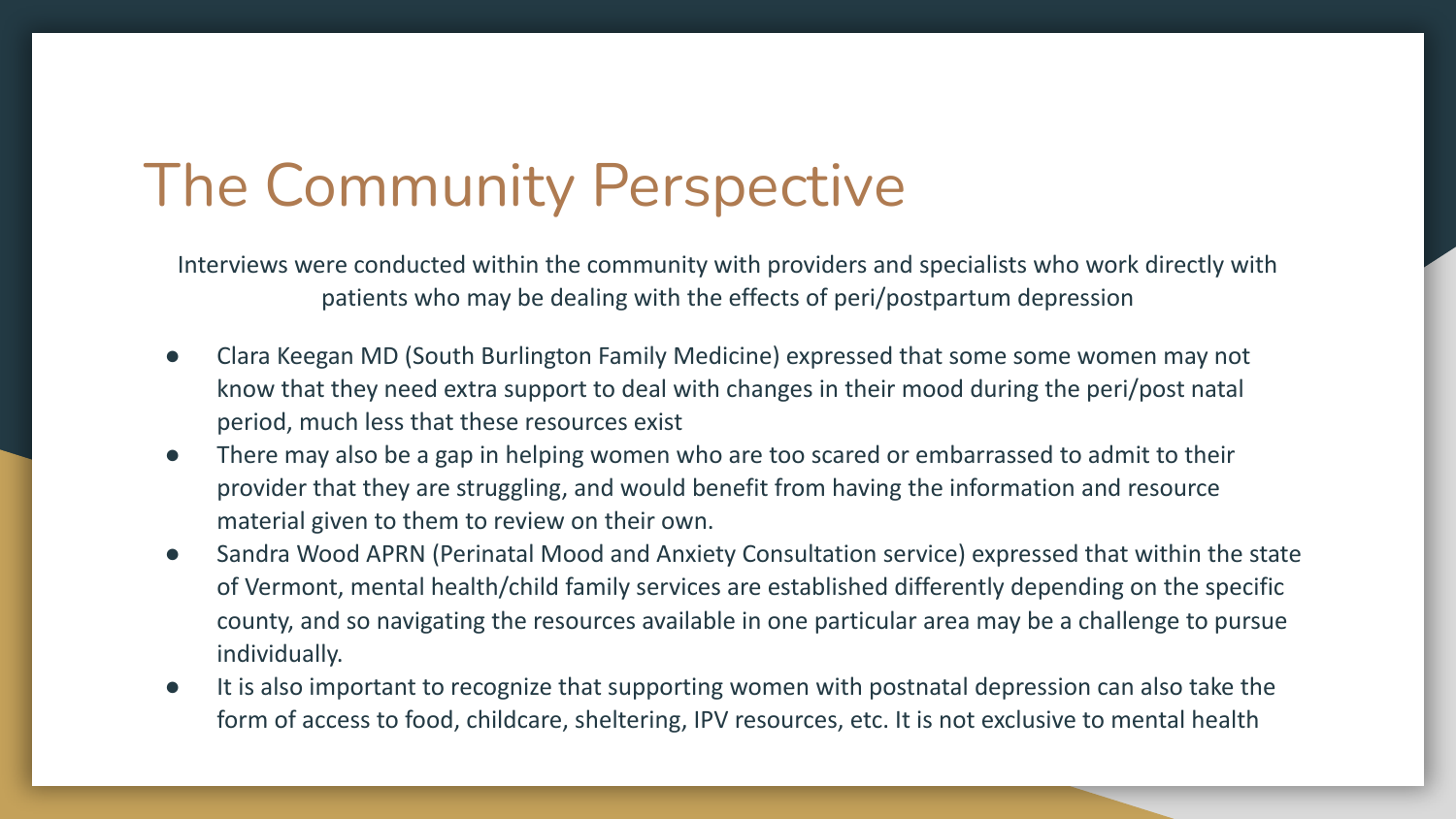# The Community Perspective

Interviews were conducted within the community with providers and specialists who work directly with patients who may be dealing with the effects of peri/postpartum depression

- Clara Keegan MD (South Burlington Family Medicine) expressed that some some women may not know that they need extra support to deal with changes in their mood during the peri/post natal period, much less that these resources exist
- There may also be a gap in helping women who are too scared or embarrassed to admit to their provider that they are struggling, and would benefit from having the information and resource material given to them to review on their own.
- Sandra Wood APRN (Perinatal Mood and Anxiety Consultation service) expressed that within the state of Vermont, mental health/child family services are established differently depending on the specific county, and so navigating the resources available in one particular area may be a challenge to pursue individually.
- It is also important to recognize that supporting women with postnatal depression can also take the form of access to food, childcare, sheltering, IPV resources, etc. It is not exclusive to mental health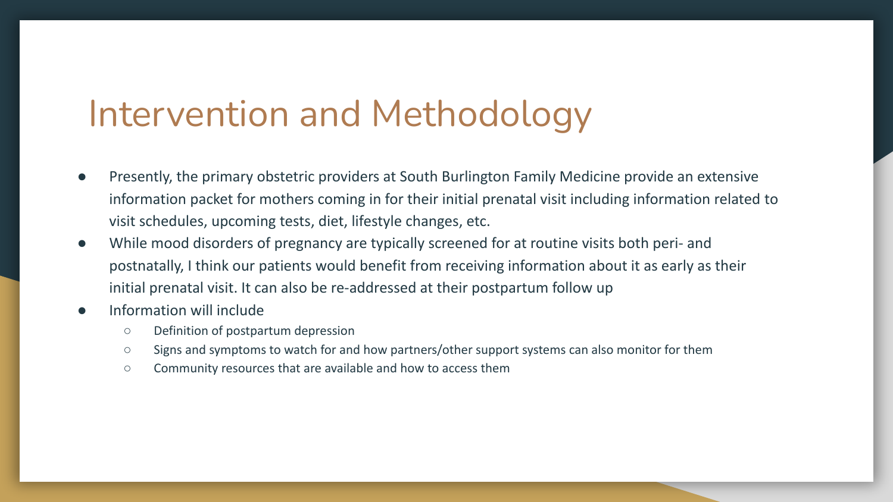# Intervention and Methodology

- Presently, the primary obstetric providers at South Burlington Family Medicine provide an extensive information packet for mothers coming in for their initial prenatal visit including information related to visit schedules, upcoming tests, diet, lifestyle changes, etc.
- While mood disorders of pregnancy are typically screened for at routine visits both peri- and postnatally, I think our patients would benefit from receiving information about it as early as their initial prenatal visit. It can also be re-addressed at their postpartum follow up
- Information will include
    - Definition of postpartum depression
    - Signs and symptoms to watch for and how partners/other support systems can also monitor for them
    - Community resources that are available and how to access them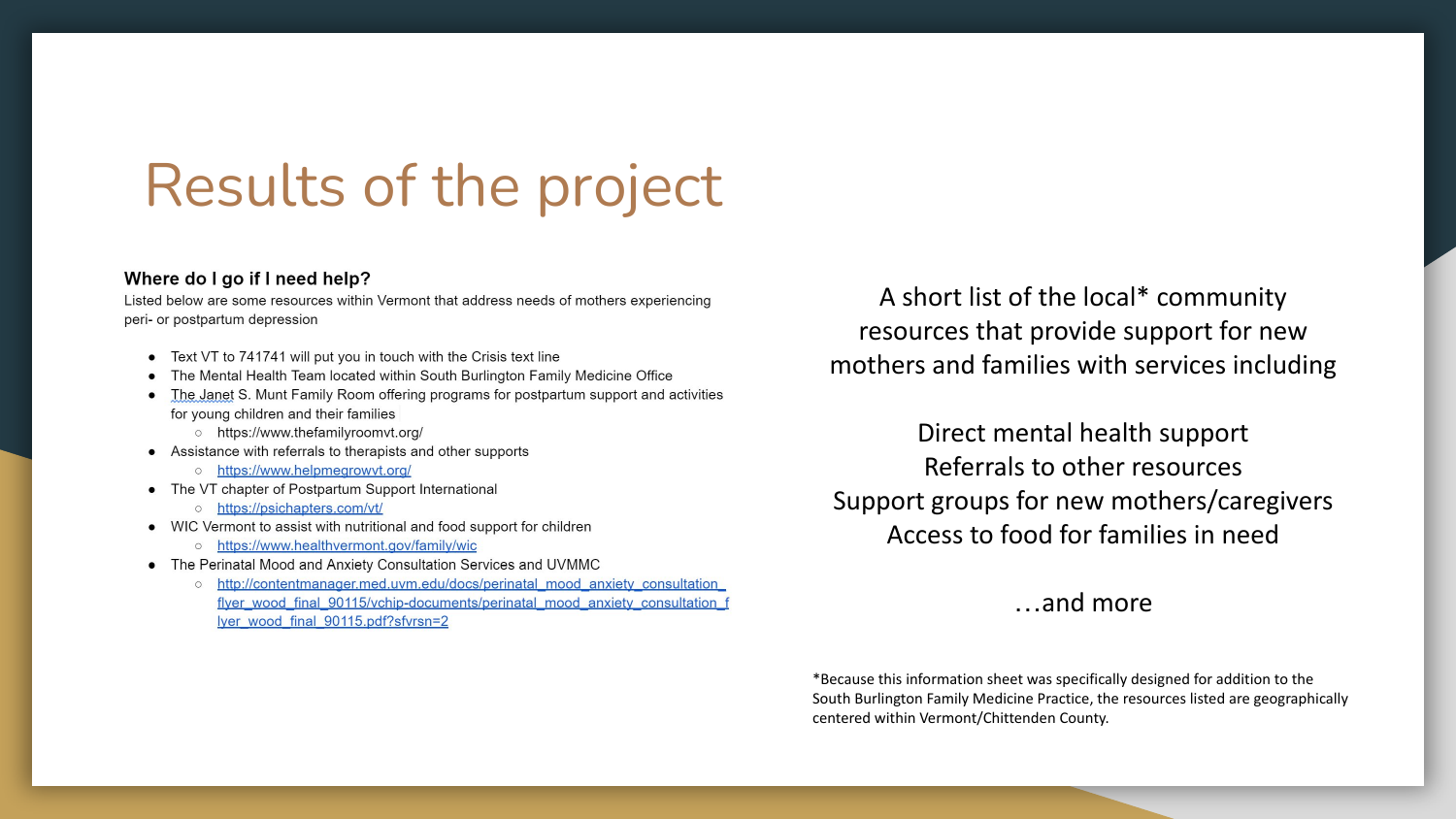# Results of the project

### Where do I go if I need help?

Listed below are some resources within Vermont that address needs of mothers experiencing peri- or postpartum depression

- Text VT to 741741 will put you in touch with the Crisis text line
- The Mental Health Team located within South Burlington Family Medicine Office
- The Janet S. Munt Family Room offering programs for postpartum support and activities for young children and their families
    - https://www.thefamilyroomvt.org/
- Assistance with referrals to therapists and other supports
    - https://www.helpmegrowvt.org/
- The VT chapter of Postpartum Support International
    - https://psichapters.com/vt/
- WIC Vermont to assist with nutritional and food support for children
    - https://www.healthvermont.gov/family/wic
- The Perinatal Mood and Anxiety Consultation Services and UVMMC
    - http://contentmanager.med.uvm.edu/docs/perinatal_mood_anxiety_consultation_flyer_wood_final_90115/vchip-documents/perinatal_mood_anxiety_consultation_flyer_wood_final_90115.pdf?sfvrsn=2

A short list of the local* community resources that provide support for new mothers and families with services including

Direct mental health support
Referrals to other resources
Support groups for new mothers/caregivers
Access to food for families in need

…and more

*Because this information sheet was specifically designed for addition to the South Burlington Family Medicine Practice, the resources listed are geographically centered within Vermont/Chittenden County.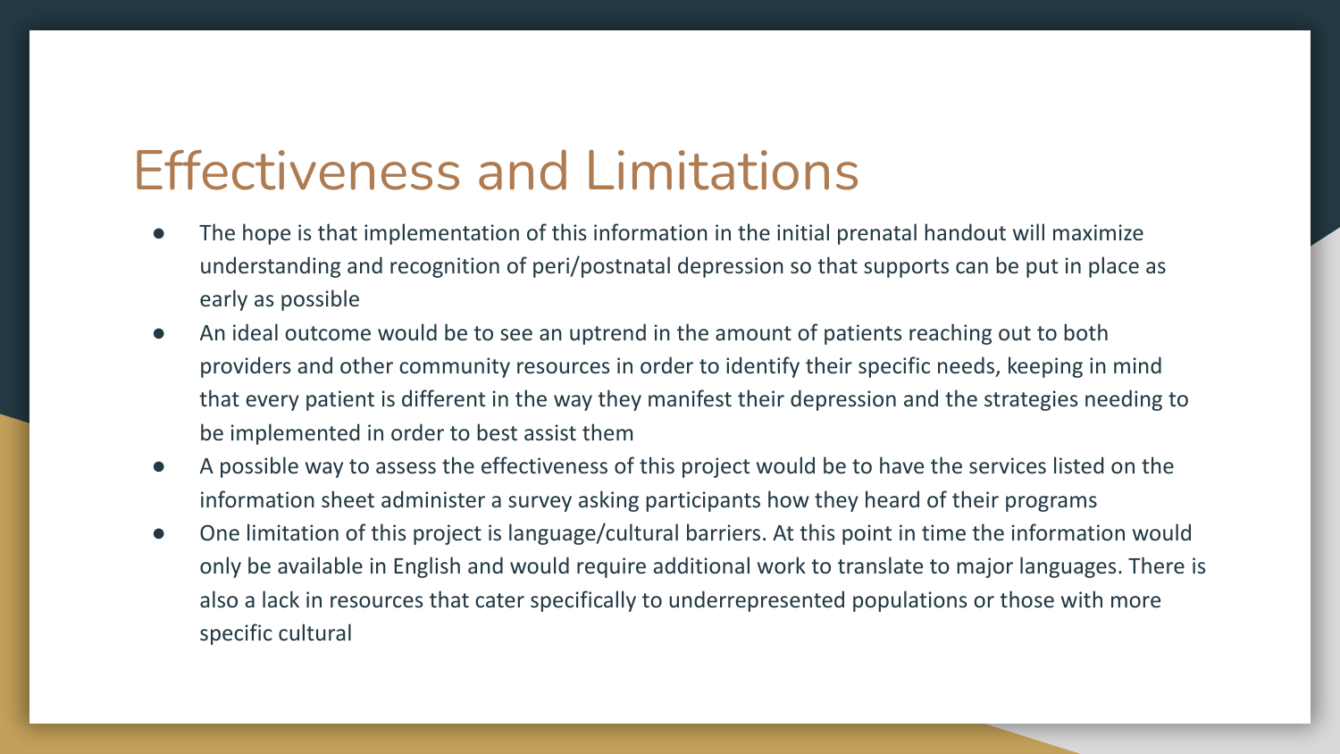# Effectiveness and Limitations

- The hope is that implementation of this information in the initial prenatal handout will maximize understanding and recognition of peri/postnatal depression so that supports can be put in place as early as possible
- An ideal outcome would be to see an uptrend in the amount of patients reaching out to both providers and other community resources in order to identify their specific needs, keeping in mind that every patient is different in the way they manifest their depression and the strategies needing to be implemented in order to best assist them
- A possible way to assess the effectiveness of this project would be to have the services listed on the information sheet administer a survey asking participants how they heard of their programs
- One limitation of this project is language/cultural barriers. At this point in time the information would only be available in English and would require additional work to translate to major languages. There is also a lack in resources that cater specifically to underrepresented populations or those with more specific cultural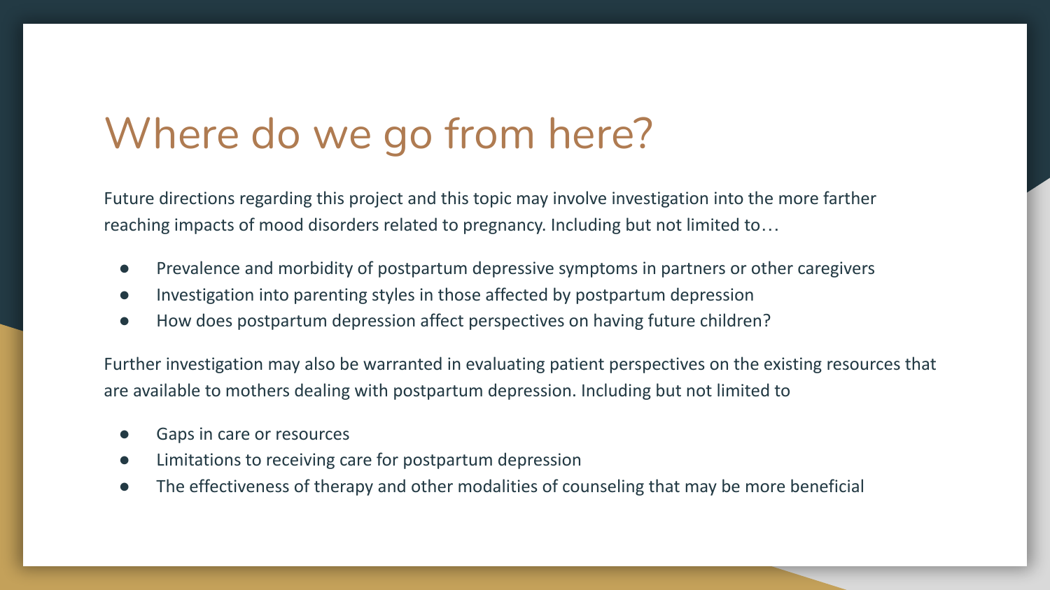# Where do we go from here?

Future directions regarding this project and this topic may involve investigation into the more farther reaching impacts of mood disorders related to pregnancy. Including but not limited to…

- Prevalence and morbidity of postpartum depressive symptoms in partners or other caregivers
- Investigation into parenting styles in those affected by postpartum depression
- How does postpartum depression affect perspectives on having future children?

Further investigation may also be warranted in evaluating patient perspectives on the existing resources that are available to mothers dealing with postpartum depression. Including but not limited to

- Gaps in care or resources
- Limitations to receiving care for postpartum depression
- The effectiveness of therapy and other modalities of counseling that may be more beneficial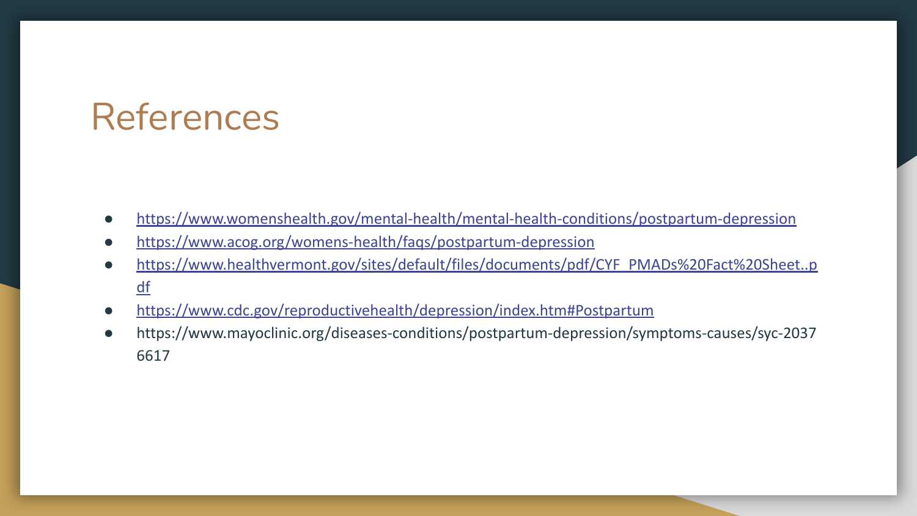# References

- https://www.womenshealth.gov/mental-health/mental-health-conditions/postpartum-depression
- https://www.acog.org/womens-health/faqs/postpartum-depression
- https://www.healthvermont.gov/sites/default/files/documents/pdf/CYF_PMADs%20Fact%20Sheet..pdf
- https://www.cdc.gov/reproductivehealth/depression/index.htm#Postpartum
- https://www.mayoclinic.org/diseases-conditions/postpartum-depression/symptoms-causes/syc-20376617